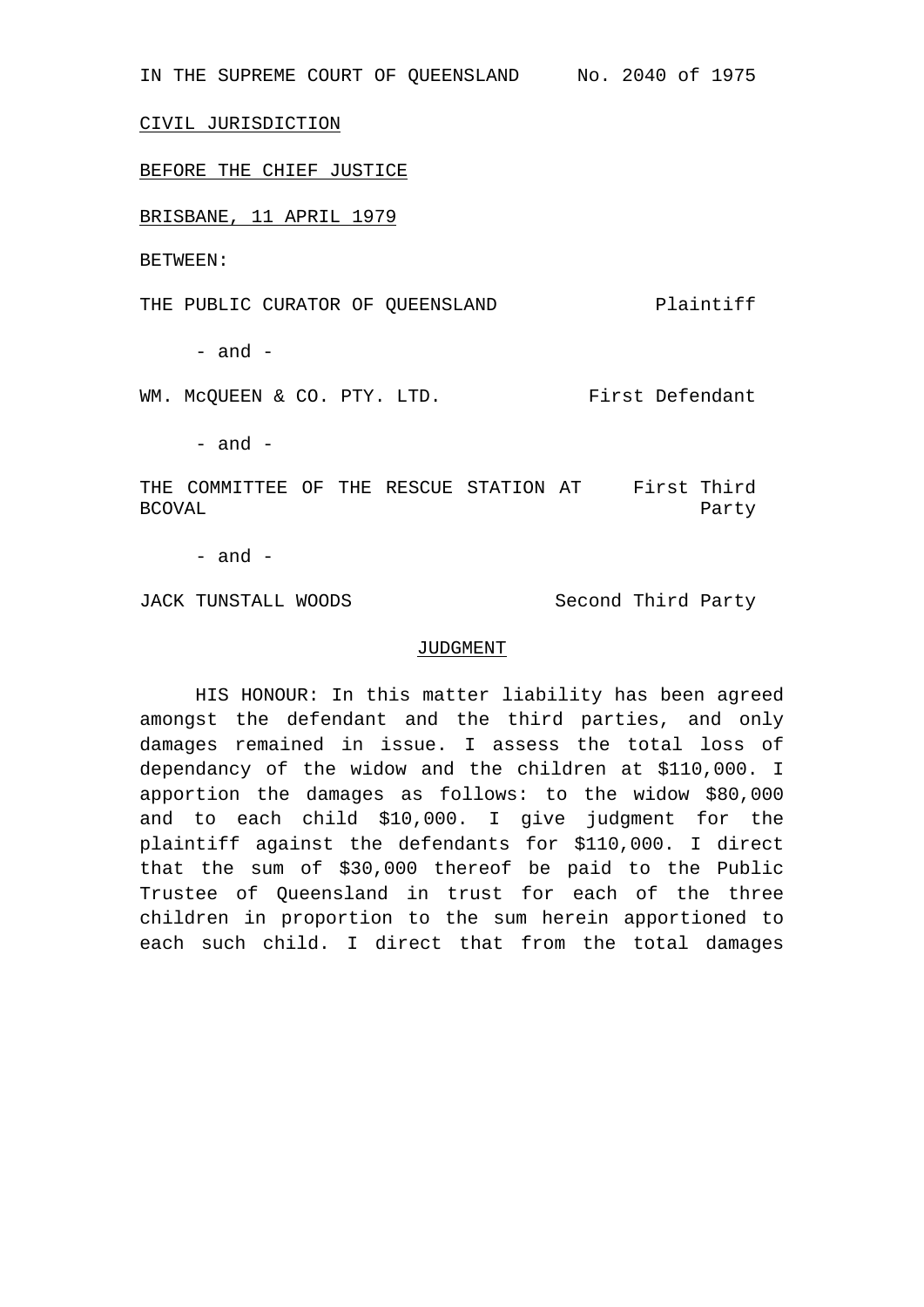IN THE SUPREME COURT OF QUEENSLAND No. 2040 of 1975

CIVIL JURISDICTION

BEFORE THE CHIEF JUSTICE

BRISBANE, 11 APRIL 1979

BETWEEN:

THE PUBLIC CURATOR OF QUEENSLAND Plaintiff

- and -

WM. McQUEEN & CO. PTY. LTD. First Defendant

- and -

THE COMMITTEE OF THE RESCUE STATION AT BCOVAL First Third Party

- and -

JACK TUNSTALL WOODS Second Third Party

## JUDGMENT

HIS HONOUR: In this matter liability has been agreed amongst the defendant and the third parties, and only damages remained in issue. I assess the total loss of dependancy of the widow and the children at $110,000. I apportion the damages as follows: to the widow $80,000 and to each child $10,000. I give judgment for the plaintiff against the defendants for $110,000. I direct that the sum of $30,000 thereof be paid to the Public Trustee of Queensland in trust for each of the three children in proportion to the sum herein apportioned to each such child. I direct that from the total damages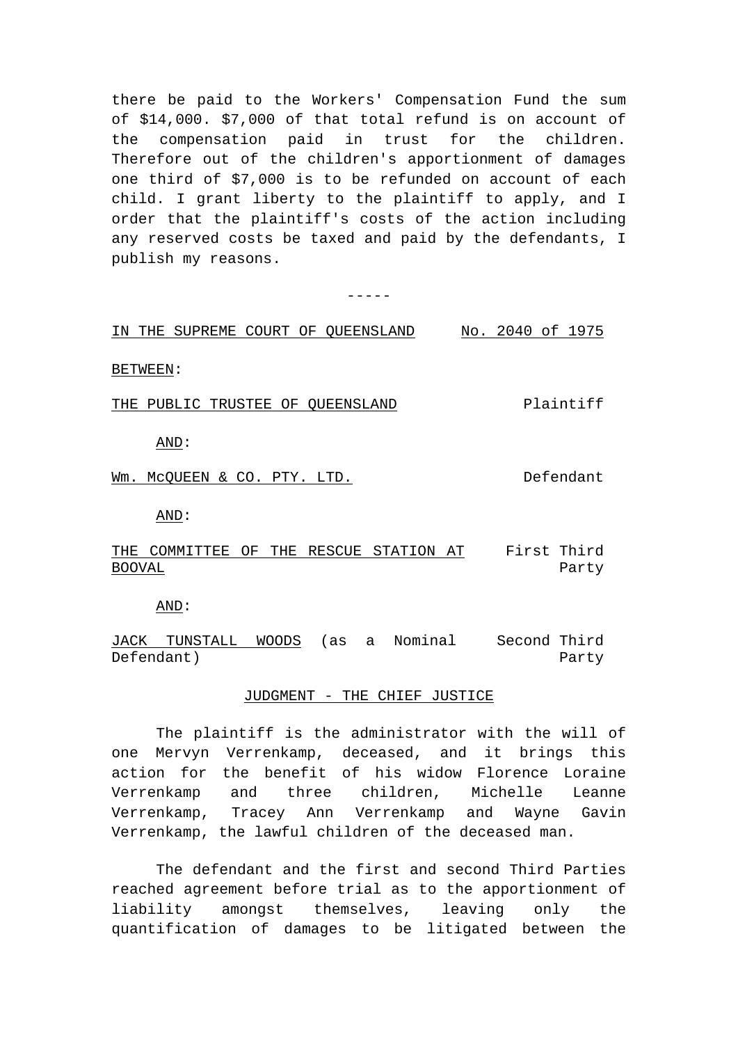there be paid to the Workers' Compensation Fund the sum of $14,000. $7,000 of that total refund is on account of the compensation paid in trust for the children. Therefore out of the children's apportionment of damages one third of $7,000 is to be refunded on account of each child. I grant liberty to the plaintiff to apply, and I order that the plaintiff's costs of the action including any reserved costs be taxed and paid by the defendants, I publish my reasons.

-----

IN THE SUPREME COURT OF QUEENSLAND　　No. 2040 of 1975

BETWEEN:

THE PUBLIC TRUSTEE OF QUEENSLAND　　Plaintiff

AND:

Wm. McQUEEN & CO. PTY. LTD.　　Defendant

AND:

THE COMMITTEE OF THE RESCUE STATION AT BOOVAL　　First Third Party

AND:

JACK TUNSTALL WOODS (as a Nominal Defendant)　　Second Third Party

JUDGMENT - THE CHIEF JUSTICE

The plaintiff is the administrator with the will of one Mervyn Verrenkamp, deceased, and it brings this action for the benefit of his widow Florence Loraine Verrenkamp and three children, Michelle Leanne Verrenkamp, Tracey Ann Verrenkamp and Wayne Gavin Verrenkamp, the lawful children of the deceased man.

The defendant and the first and second Third Parties reached agreement before trial as to the apportionment of liability amongst themselves, leaving only the quantification of damages to be litigated between the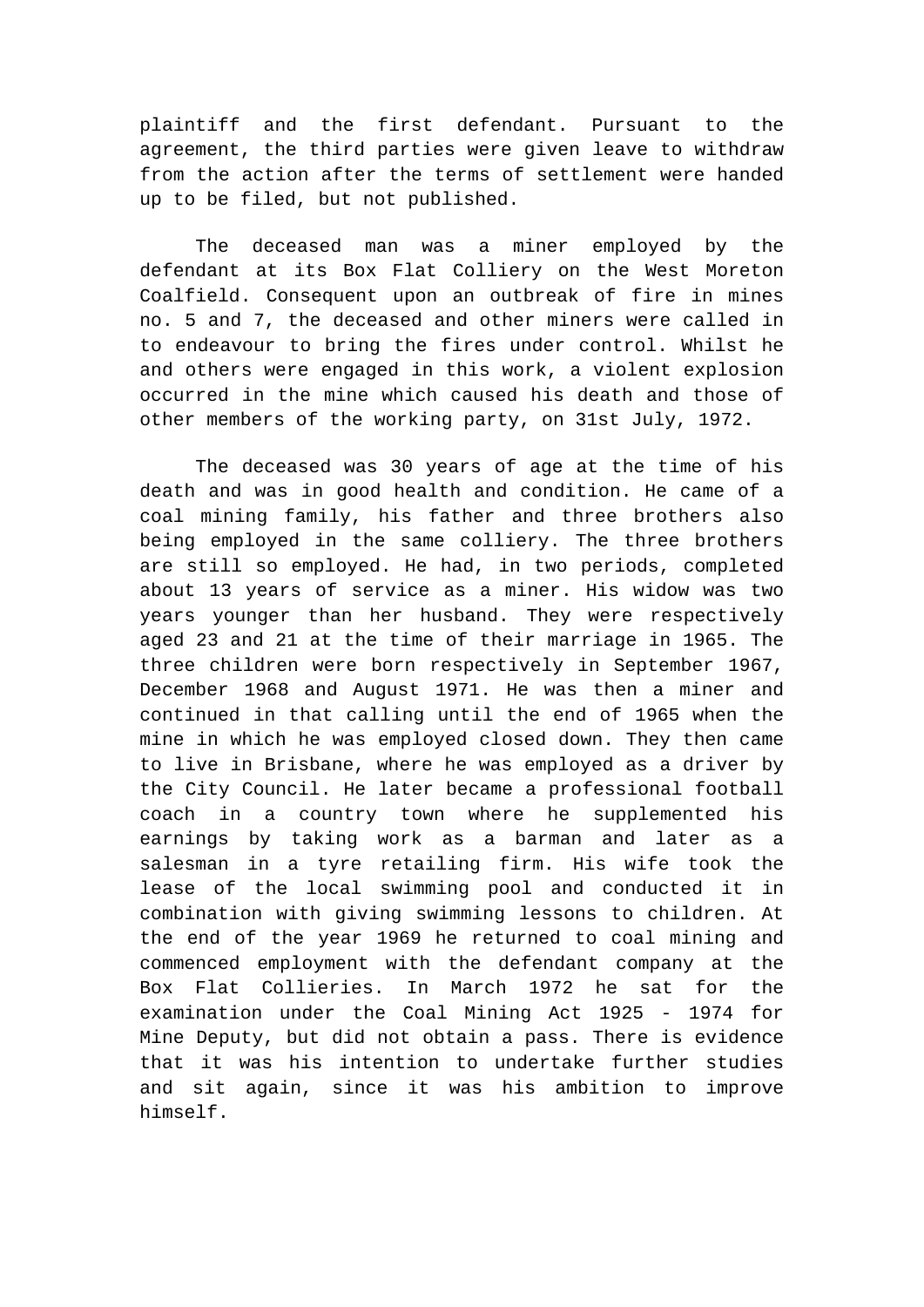plaintiff and the first defendant. Pursuant to the agreement, the third parties were given leave to withdraw from the action after the terms of settlement were handed up to be filed, but not published.

The deceased man was a miner employed by the defendant at its Box Flat Colliery on the West Moreton Coalfield. Consequent upon an outbreak of fire in mines no. 5 and 7, the deceased and other miners were called in to endeavour to bring the fires under control. Whilst he and others were engaged in this work, a violent explosion occurred in the mine which caused his death and those of other members of the working party, on 31st July, 1972.

The deceased was 30 years of age at the time of his death and was in good health and condition. He came of a coal mining family, his father and three brothers also being employed in the same colliery. The three brothers are still so employed. He had, in two periods, completed about 13 years of service as a miner. His widow was two years younger than her husband. They were respectively aged 23 and 21 at the time of their marriage in 1965. The three children were born respectively in September 1967, December 1968 and August 1971. He was then a miner and continued in that calling until the end of 1965 when the mine in which he was employed closed down. They then came to live in Brisbane, where he was employed as a driver by the City Council. He later became a professional football coach in a country town where he supplemented his earnings by taking work as a barman and later as a salesman in a tyre retailing firm. His wife took the lease of the local swimming pool and conducted it in combination with giving swimming lessons to children. At the end of the year 1969 he returned to coal mining and commenced employment with the defendant company at the Box Flat Collieries. In March 1972 he sat for the examination under the Coal Mining Act 1925 - 1974 for Mine Deputy, but did not obtain a pass. There is evidence that it was his intention to undertake further studies and sit again, since it was his ambition to improve himself.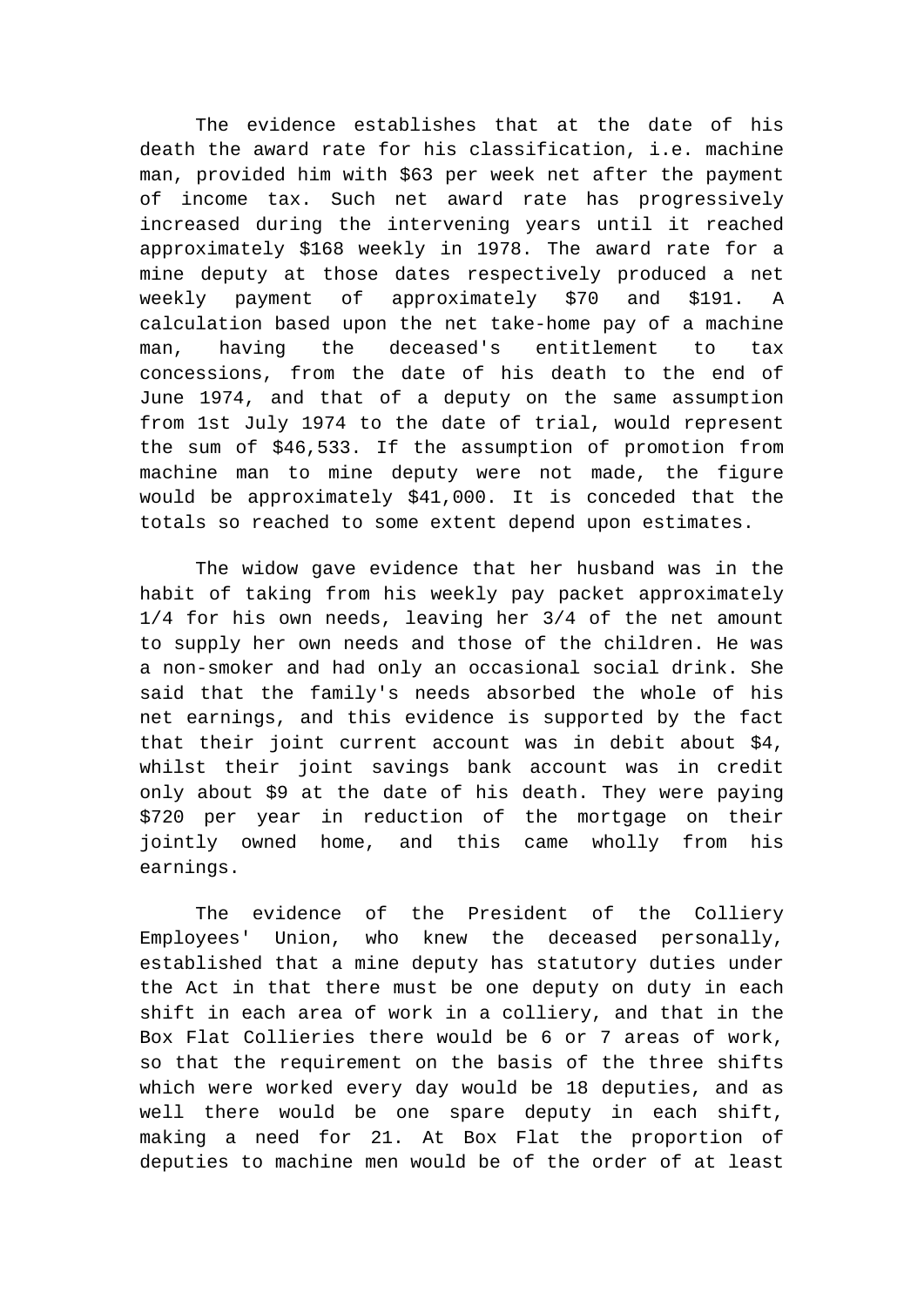The evidence establishes that at the date of his death the award rate for his classification, i.e. machine man, provided him with $63 per week net after the payment of income tax. Such net award rate has progressively increased during the intervening years until it reached approximately $168 weekly in 1978. The award rate for a mine deputy at those dates respectively produced a net weekly payment of approximately $70 and $191. A calculation based upon the net take-home pay of a machine man, having the deceased's entitlement to tax concessions, from the date of his death to the end of June 1974, and that of a deputy on the same assumption from 1st July 1974 to the date of trial, would represent the sum of $46,533. If the assumption of promotion from machine man to mine deputy were not made, the figure would be approximately $41,000. It is conceded that the totals so reached to some extent depend upon estimates.

The widow gave evidence that her husband was in the habit of taking from his weekly pay packet approximately 1/4 for his own needs, leaving her 3/4 of the net amount to supply her own needs and those of the children. He was a non-smoker and had only an occasional social drink. She said that the family's needs absorbed the whole of his net earnings, and this evidence is supported by the fact that their joint current account was in debit about $4, whilst their joint savings bank account was in credit only about $9 at the date of his death. They were paying $720 per year in reduction of the mortgage on their jointly owned home, and this came wholly from his earnings.

The evidence of the President of the Colliery Employees' Union, who knew the deceased personally, established that a mine deputy has statutory duties under the Act in that there must be one deputy on duty in each shift in each area of work in a colliery, and that in the Box Flat Collieries there would be 6 or 7 areas of work, so that the requirement on the basis of the three shifts which were worked every day would be 18 deputies, and as well there would be one spare deputy in each shift, making a need for 21. At Box Flat the proportion of deputies to machine men would be of the order of at least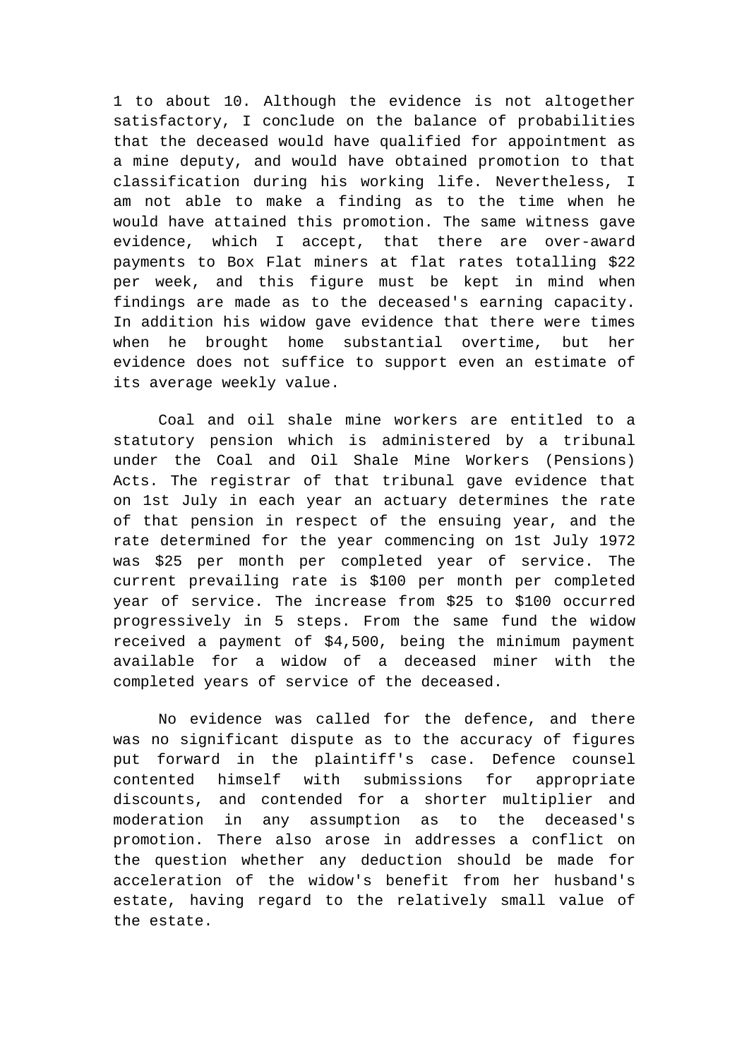1 to about 10. Although the evidence is not altogether satisfactory, I conclude on the balance of probabilities that the deceased would have qualified for appointment as a mine deputy, and would have obtained promotion to that classification during his working life. Nevertheless, I am not able to make a finding as to the time when he would have attained this promotion. The same witness gave evidence, which I accept, that there are over-award payments to Box Flat miners at flat rates totalling $22 per week, and this figure must be kept in mind when findings are made as to the deceased's earning capacity. In addition his widow gave evidence that there were times when he brought home substantial overtime, but her evidence does not suffice to support even an estimate of its average weekly value.

Coal and oil shale mine workers are entitled to a statutory pension which is administered by a tribunal under the Coal and Oil Shale Mine Workers (Pensions) Acts. The registrar of that tribunal gave evidence that on 1st July in each year an actuary determines the rate of that pension in respect of the ensuing year, and the rate determined for the year commencing on 1st July 1972 was $25 per month per completed year of service. The current prevailing rate is $100 per month per completed year of service. The increase from $25 to $100 occurred progressively in 5 steps. From the same fund the widow received a payment of $4,500, being the minimum payment available for a widow of a deceased miner with the completed years of service of the deceased.

No evidence was called for the defence, and there was no significant dispute as to the accuracy of figures put forward in the plaintiff's case. Defence counsel contented himself with submissions for appropriate discounts, and contended for a shorter multiplier and moderation in any assumption as to the deceased's promotion. There also arose in addresses a conflict on the question whether any deduction should be made for acceleration of the widow's benefit from her husband's estate, having regard to the relatively small value of the estate.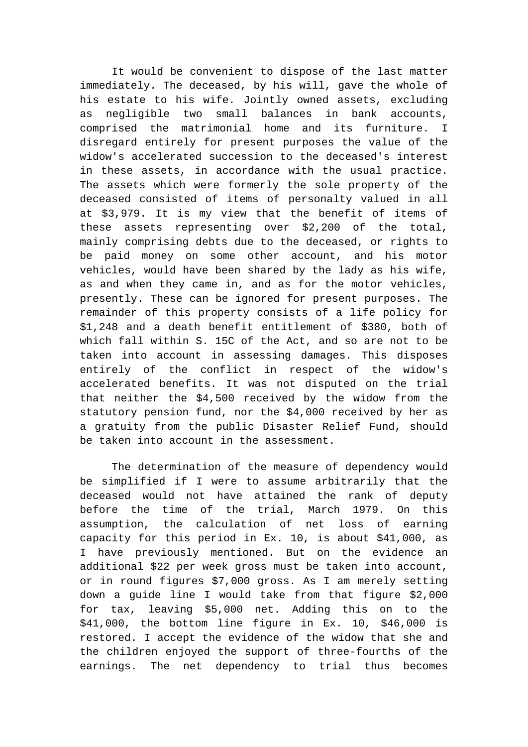It would be convenient to dispose of the last matter immediately. The deceased, by his will, gave the whole of his estate to his wife. Jointly owned assets, excluding as negligible two small balances in bank accounts, comprised the matrimonial home and its furniture. I disregard entirely for present purposes the value of the widow's accelerated succession to the deceased's interest in these assets, in accordance with the usual practice. The assets which were formerly the sole property of the deceased consisted of items of personalty valued in all at $3,979. It is my view that the benefit of items of these assets representing over $2,200 of the total, mainly comprising debts due to the deceased, or rights to be paid money on some other account, and his motor vehicles, would have been shared by the lady as his wife, as and when they came in, and as for the motor vehicles, presently. These can be ignored for present purposes. The remainder of this property consists of a life policy for $1,248 and a death benefit entitlement of $380, both of which fall within S. 15C of the Act, and so are not to be taken into account in assessing damages. This disposes entirely of the conflict in respect of the widow's accelerated benefits. It was not disputed on the trial that neither the $4,500 received by the widow from the statutory pension fund, nor the $4,000 received by her as a gratuity from the public Disaster Relief Fund, should be taken into account in the assessment.

The determination of the measure of dependency would be simplified if I were to assume arbitrarily that the deceased would not have attained the rank of deputy before the time of the trial, March 1979. On this assumption, the calculation of net loss of earning capacity for this period in Ex. 10, is about $41,000, as I have previously mentioned. But on the evidence an additional $22 per week gross must be taken into account, or in round figures $7,000 gross. As I am merely setting down a guide line I would take from that figure $2,000 for tax, leaving $5,000 net. Adding this on to the $41,000, the bottom line figure in Ex. 10, $46,000 is restored. I accept the evidence of the widow that she and the children enjoyed the support of three-fourths of the earnings. The net dependency to trial thus becomes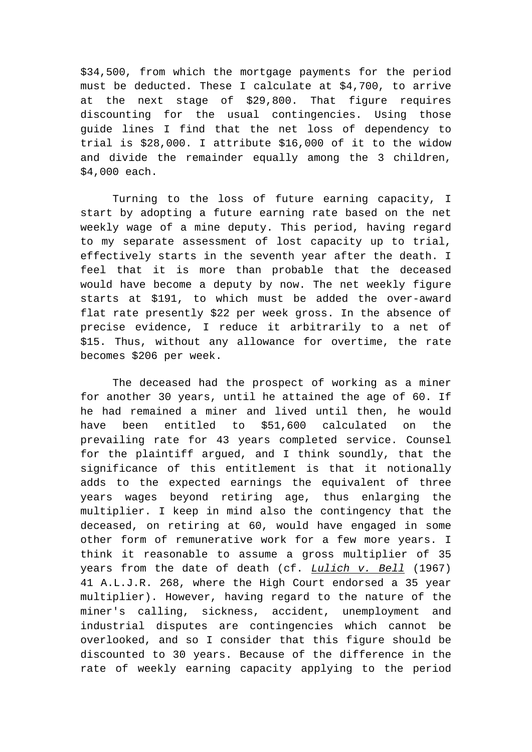$34,500, from which the mortgage payments for the period must be deducted. These I calculate at $4,700, to arrive at the next stage of $29,800. That figure requires discounting for the usual contingencies. Using those guide lines I find that the net loss of dependency to trial is $28,000. I attribute $16,000 of it to the widow and divide the remainder equally among the 3 children, $4,000 each.

Turning to the loss of future earning capacity, I start by adopting a future earning rate based on the net weekly wage of a mine deputy. This period, having regard to my separate assessment of lost capacity up to trial, effectively starts in the seventh year after the death. I feel that it is more than probable that the deceased would have become a deputy by now. The net weekly figure starts at $191, to which must be added the over-award flat rate presently $22 per week gross. In the absence of precise evidence, I reduce it arbitrarily to a net of $15. Thus, without any allowance for overtime, the rate becomes $206 per week.

The deceased had the prospect of working as a miner for another 30 years, until he attained the age of 60. If he had remained a miner and lived until then, he would have been entitled to $51,600 calculated on the prevailing rate for 43 years completed service. Counsel for the plaintiff argued, and I think soundly, that the significance of this entitlement is that it notionally adds to the expected earnings the equivalent of three years wages beyond retiring age, thus enlarging the multiplier. I keep in mind also the contingency that the deceased, on retiring at 60, would have engaged in some other form of remunerative work for a few more years. I think it reasonable to assume a gross multiplier of 35 years from the date of death (cf. _Lulich v. Bell_ (1967) 41 A.L.J.R. 268, where the High Court endorsed a 35 year multiplier). However, having regard to the nature of the miner's calling, sickness, accident, unemployment and industrial disputes are contingencies which cannot be overlooked, and so I consider that this figure should be discounted to 30 years. Because of the difference in the rate of weekly earning capacity applying to the period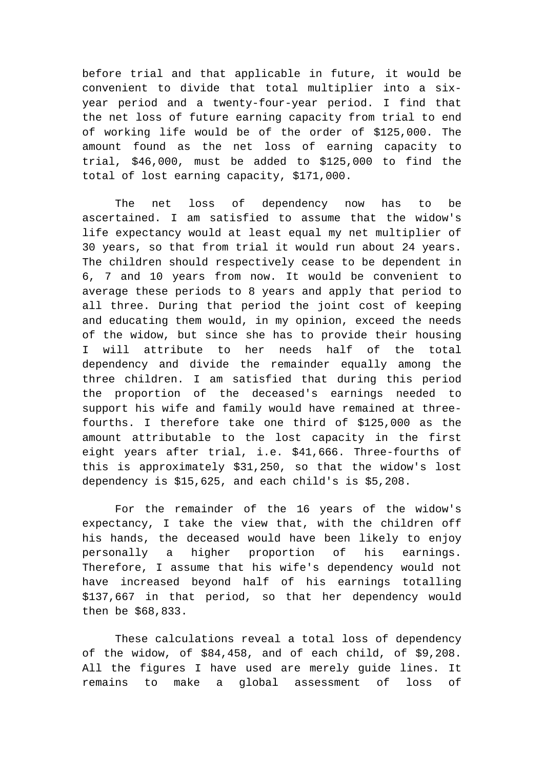before trial and that applicable in future, it would be convenient to divide that total multiplier into a six-year period and a twenty-four-year period. I find that the net loss of future earning capacity from trial to end of working life would be of the order of $125,000. The amount found as the net loss of earning capacity to trial, $46,000, must be added to $125,000 to find the total of lost earning capacity, $171,000.

The net loss of dependency now has to be ascertained. I am satisfied to assume that the widow's life expectancy would at least equal my net multiplier of 30 years, so that from trial it would run about 24 years. The children should respectively cease to be dependent in 6, 7 and 10 years from now. It would be convenient to average these periods to 8 years and apply that period to all three. During that period the joint cost of keeping and educating them would, in my opinion, exceed the needs of the widow, but since she has to provide their housing I will attribute to her needs half of the total dependency and divide the remainder equally among the three children. I am satisfied that during this period the proportion of the deceased's earnings needed to support his wife and family would have remained at three-fourths. I therefore take one third of $125,000 as the amount attributable to the lost capacity in the first eight years after trial, i.e. $41,666. Three-fourths of this is approximately $31,250, so that the widow's lost dependency is $15,625, and each child's is $5,208.

For the remainder of the 16 years of the widow's expectancy, I take the view that, with the children off his hands, the deceased would have been likely to enjoy personally a higher proportion of his earnings. Therefore, I assume that his wife's dependency would not have increased beyond half of his earnings totalling $137,667 in that period, so that her dependency would then be $68,833.

These calculations reveal a total loss of dependency of the widow, of $84,458, and of each child, of $9,208. All the figures I have used are merely guide lines. It remains to make a global assessment of loss of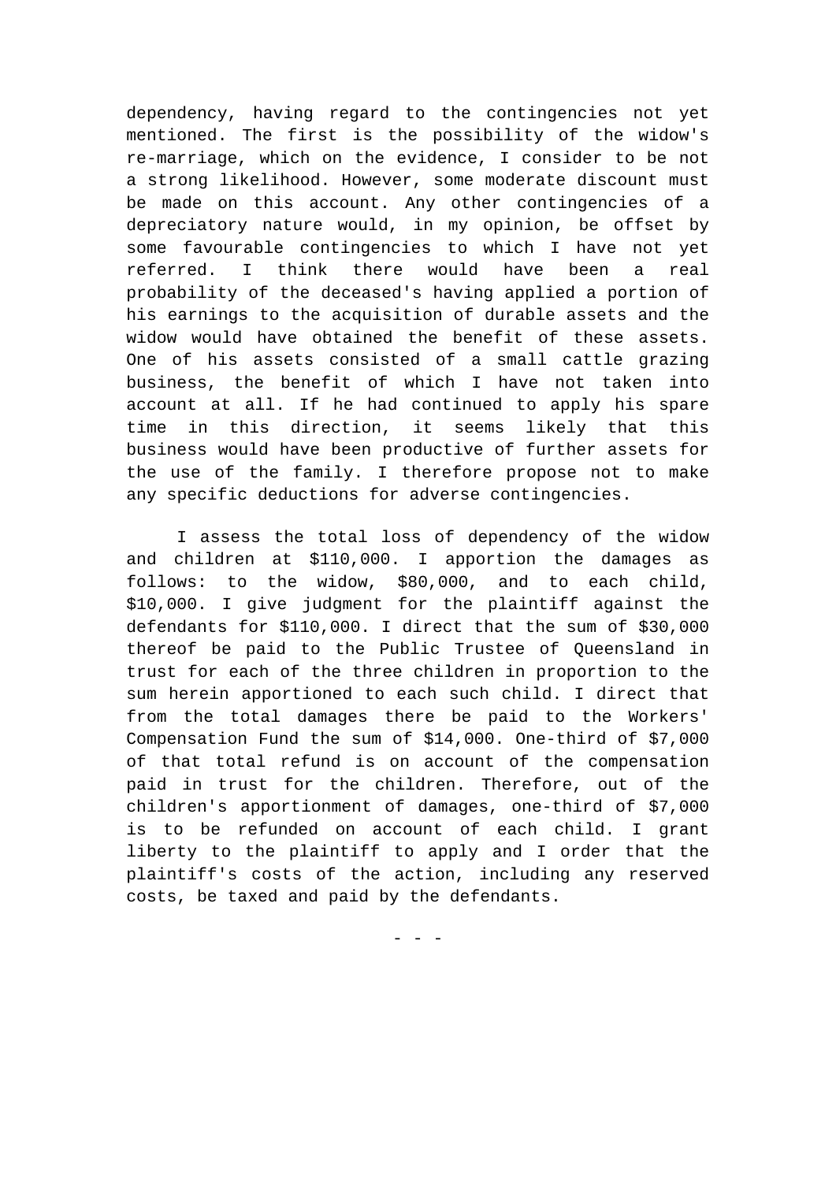dependency, having regard to the contingencies not yet mentioned. The first is the possibility of the widow's re-marriage, which on the evidence, I consider to be not a strong likelihood. However, some moderate discount must be made on this account. Any other contingencies of a depreciatory nature would, in my opinion, be offset by some favourable contingencies to which I have not yet referred. I think there would have been a real probability of the deceased's having applied a portion of his earnings to the acquisition of durable assets and the widow would have obtained the benefit of these assets. One of his assets consisted of a small cattle grazing business, the benefit of which I have not taken into account at all. If he had continued to apply his spare time in this direction, it seems likely that this business would have been productive of further assets for the use of the family. I therefore propose not to make any specific deductions for adverse contingencies.

I assess the total loss of dependency of the widow and children at $110,000. I apportion the damages as follows: to the widow, $80,000, and to each child, $10,000. I give judgment for the plaintiff against the defendants for $110,000. I direct that the sum of $30,000 thereof be paid to the Public Trustee of Queensland in trust for each of the three children in proportion to the sum herein apportioned to each such child. I direct that from the total damages there be paid to the Workers' Compensation Fund the sum of $14,000. One-third of $7,000 of that total refund is on account of the compensation paid in trust for the children. Therefore, out of the children's apportionment of damages, one-third of $7,000 is to be refunded on account of each child. I grant liberty to the plaintiff to apply and I order that the plaintiff's costs of the action, including any reserved costs, be taxed and paid by the defendants.

- - -